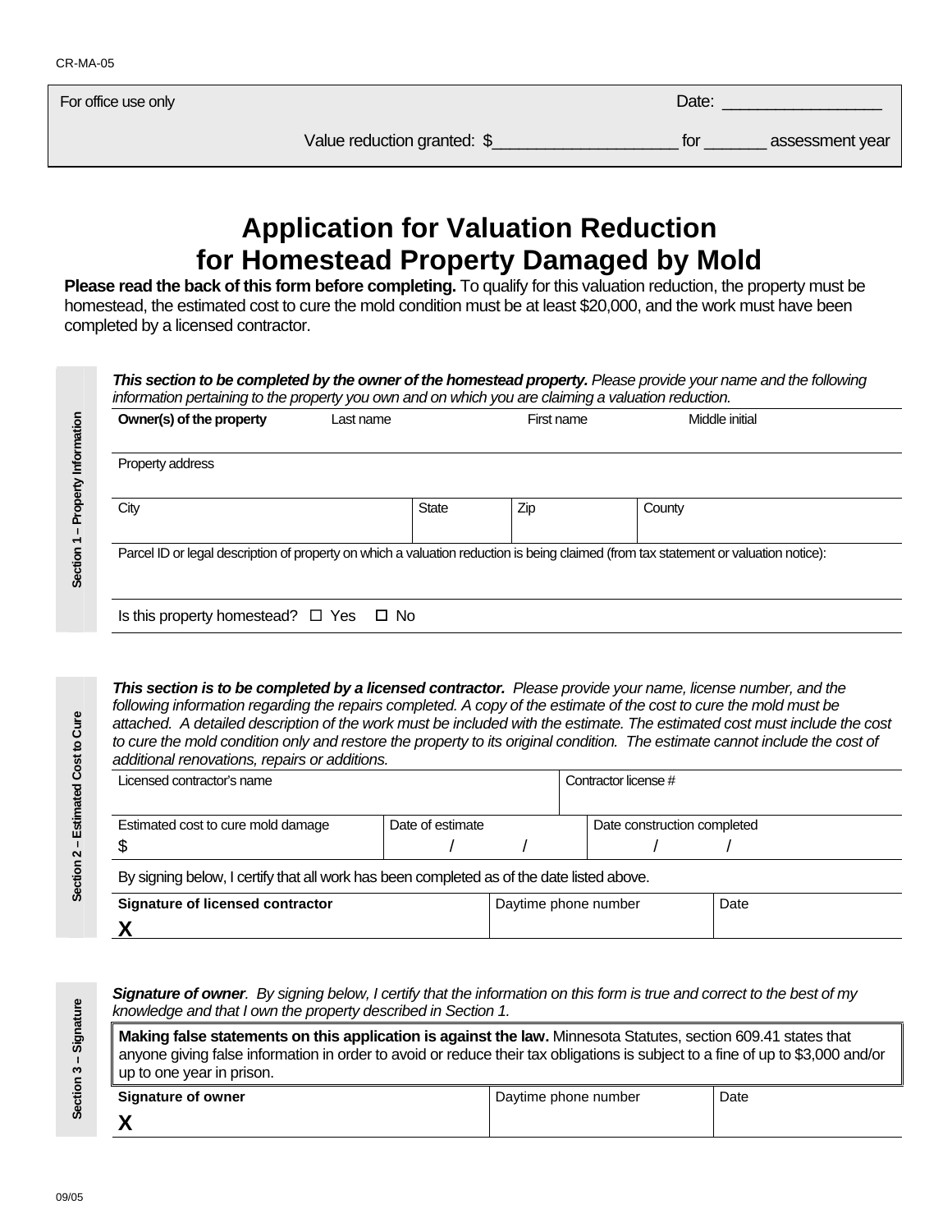CR-MA-05

| For office use only | Date: _________________ |
|---|---|
| | Value reduction granted: $____________________ for _______ assessment year |

# Application for Valuation Reduction for Homestead Property Damaged by Mold

**Please read the back of this form before completing.** To qualify for this valuation reduction, the property must be homestead, the estimated cost to cure the mold condition must be at least $20,000, and the work must have been completed by a licensed contractor.

## Section 1 – Property Information

***This section to be completed by the owner of the homestead property.*** *Please provide your name and the following information pertaining to the property you own and on which you are claiming a valuation reduction.*

| **Owner(s) of the property** Last name | First name | | Middle initial |
|---|---|---|---|
| Property address | | | |
| City | State | Zip | County |
| Parcel ID or legal description of property on which a valuation reduction is being claimed (from tax statement or valuation notice): | | | |

Is this property homestead? ☐ Yes ☐ No

## Section 2 – Estimated Cost to Cure

***This section is to be completed by a licensed contractor.*** *Please provide your name, license number, and the following information regarding the repairs completed. A copy of the estimate of the cost to cure the mold must be attached. A detailed description of the work must be included with the estimate. The estimated cost must include the cost to cure the mold condition only and restore the property to its original condition. The estimate cannot include the cost of additional renovations, repairs or additions.*

| Licensed contractor's name | | Contractor license # |
|---|---|---|
| Estimated cost to cure mold damage $ | Date of estimate / / | Date construction completed / / |

By signing below, I certify that all work has been completed as of the date listed above.

| **Signature of licensed contractor** | Daytime phone number | Date |
|---|---|---|
| **X** | | |

## Section 3 – Signature

***Signature of owner****. By signing below, I certify that the information on this form is true and correct to the best of my knowledge and that I own the property described in Section 1.*

**Making false statements on this application is against the law.** Minnesota Statutes, section 609.41 states that anyone giving false information in order to avoid or reduce their tax obligations is subject to a fine of up to $3,000 and/or up to one year in prison.

| **Signature of owner** | Daytime phone number | Date |
|---|---|---|
| **X** | | |

09/05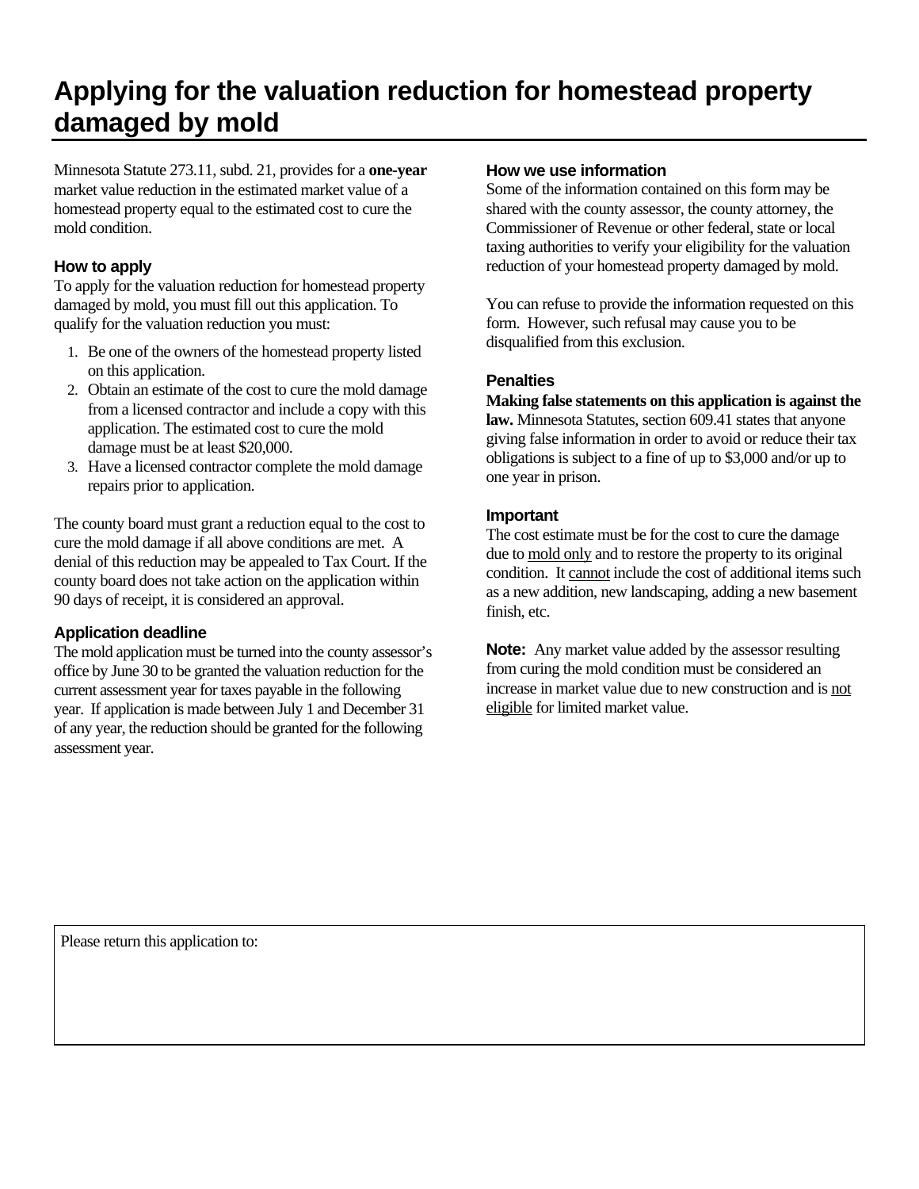# Applying for the valuation reduction for homestead property damaged by mold

Minnesota Statute 273.11, subd. 21, provides for a **one-year** market value reduction in the estimated market value of a homestead property equal to the estimated cost to cure the mold condition.

### How to apply

To apply for the valuation reduction for homestead property damaged by mold, you must fill out this application. To qualify for the valuation reduction you must:

1. Be one of the owners of the homestead property listed on this application.
2. Obtain an estimate of the cost to cure the mold damage from a licensed contractor and include a copy with this application. The estimated cost to cure the mold damage must be at least $20,000.
3. Have a licensed contractor complete the mold damage repairs prior to application.

The county board must grant a reduction equal to the cost to cure the mold damage if all above conditions are met. A denial of this reduction may be appealed to Tax Court. If the county board does not take action on the application within 90 days of receipt, it is considered an approval.

### Application deadline

The mold application must be turned into the county assessor's office by June 30 to be granted the valuation reduction for the current assessment year for taxes payable in the following year. If application is made between July 1 and December 31 of any year, the reduction should be granted for the following assessment year.

### How we use information

Some of the information contained on this form may be shared with the county assessor, the county attorney, the Commissioner of Revenue or other federal, state or local taxing authorities to verify your eligibility for the valuation reduction of your homestead property damaged by mold.

You can refuse to provide the information requested on this form. However, such refusal may cause you to be disqualified from this exclusion.

### Penalties

**Making false statements on this application is against the law.** Minnesota Statutes, section 609.41 states that anyone giving false information in order to avoid or reduce their tax obligations is subject to a fine of up to $3,000 and/or up to one year in prison.

### Important

The cost estimate must be for the cost to cure the damage due to mold only and to restore the property to its original condition. It cannot include the cost of additional items such as a new addition, new landscaping, adding a new basement finish, etc.

**Note:** Any market value added by the assessor resulting from curing the mold condition must be considered an increase in market value due to new construction and is not eligible for limited market value.

Please return this application to: